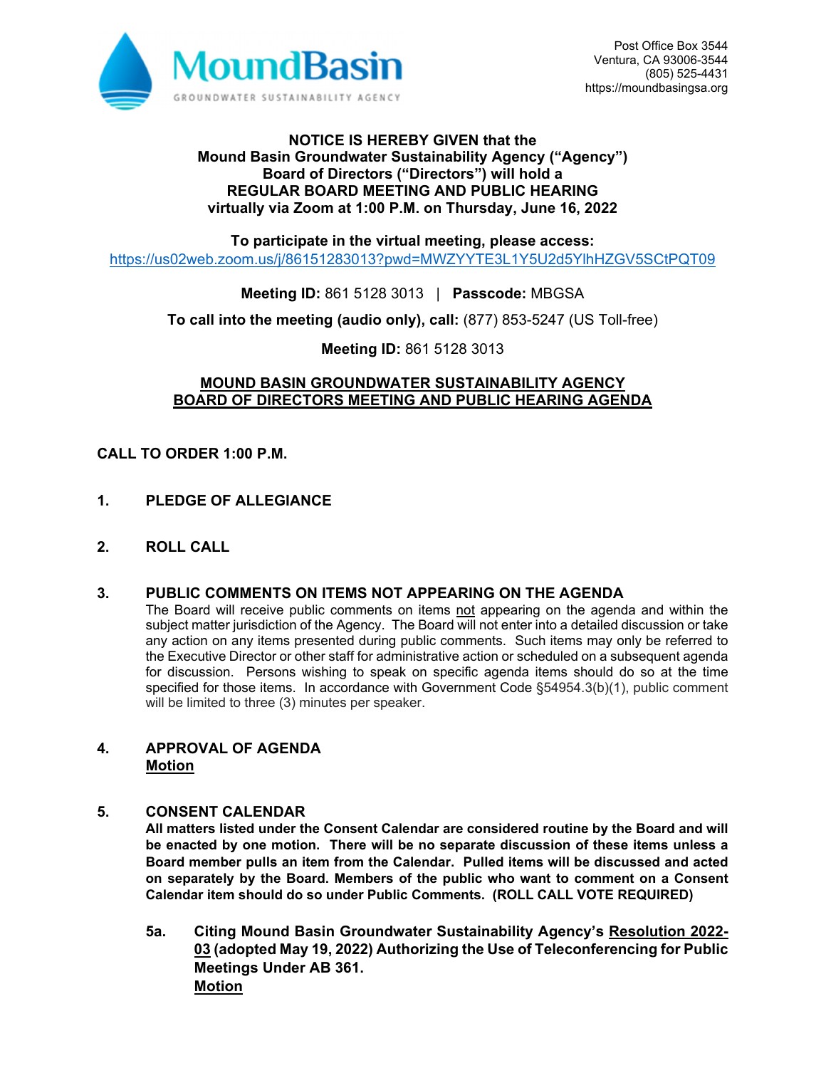MoundBasin

GROUNDWATER SUSTAINABILITY AGENCY

Post Office Box 3544
Ventura, CA 93006-3544
(805) 525-4431
https://moundbasingsa.org

**NOTICE IS HEREBY GIVEN that the**
**Mound Basin Groundwater Sustainability Agency ("Agency")**
**Board of Directors ("Directors") will hold a**
**REGULAR BOARD MEETING AND PUBLIC HEARING**
**virtually via Zoom at 1:00 P.M. on Thursday, June 16, 2022**

**To participate in the virtual meeting, please access:**
https://us02web.zoom.us/j/86151283013?pwd=MWZYYTE3L1Y5U2d5YlhHZGV5SCtPQT09

**Meeting ID:** 861 5128 3013 | **Passcode:** MBGSA

**To call into the meeting (audio only), call:** (877) 853-5247 (US Toll-free)

**Meeting ID:** 861 5128 3013

## MOUND BASIN GROUNDWATER SUSTAINABILITY AGENCY BOARD OF DIRECTORS MEETING AND PUBLIC HEARING AGENDA

**CALL TO ORDER 1:00 P.M.**

**1. PLEDGE OF ALLEGIANCE**

**2. ROLL CALL**

**3. PUBLIC COMMENTS ON ITEMS NOT APPEARING ON THE AGENDA**

The Board will receive public comments on items not appearing on the agenda and within the subject matter jurisdiction of the Agency. The Board will not enter into a detailed discussion or take any action on any items presented during public comments. Such items may only be referred to the Executive Director or other staff for administrative action or scheduled on a subsequent agenda for discussion. Persons wishing to speak on specific agenda items should do so at the time specified for those items. In accordance with Government Code §54954.3(b)(1), public comment will be limited to three (3) minutes per speaker.

**4. APPROVAL OF AGENDA**
**Motion**

**5. CONSENT CALENDAR**

**All matters listed under the Consent Calendar are considered routine by the Board and will be enacted by one motion. There will be no separate discussion of these items unless a Board member pulls an item from the Calendar. Pulled items will be discussed and acted on separately by the Board. Members of the public who want to comment on a Consent Calendar item should do so under Public Comments. (ROLL CALL VOTE REQUIRED)**

**5a. Citing Mound Basin Groundwater Sustainability Agency's Resolution 2022-03 (adopted May 19, 2022) Authorizing the Use of Teleconferencing for Public Meetings Under AB 361.**
**Motion**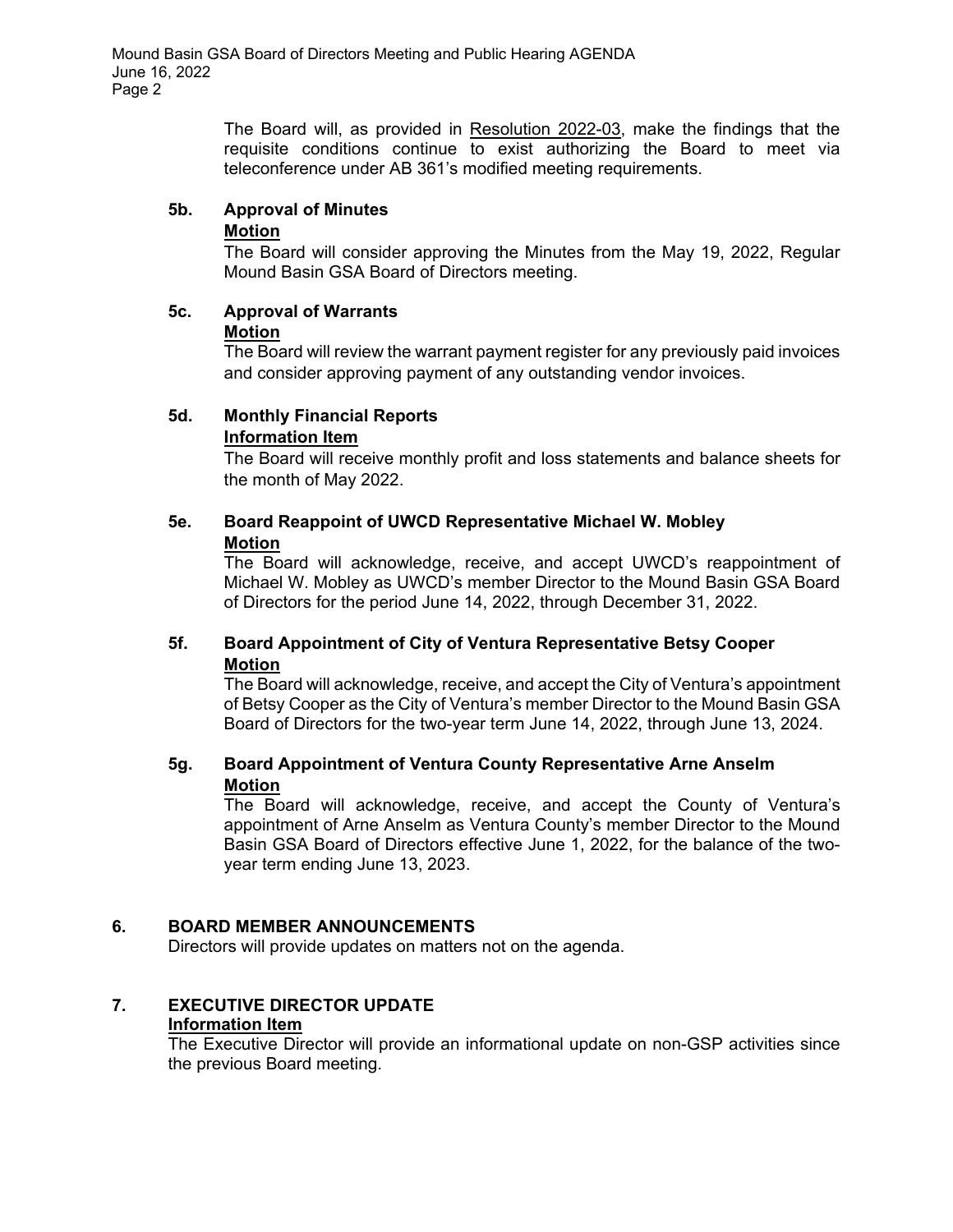The Board will, as provided in Resolution 2022-03, make the findings that the requisite conditions continue to exist authorizing the Board to meet via teleconference under AB 361's modified meeting requirements.

**5b. Approval of Minutes**
**Motion**
The Board will consider approving the Minutes from the May 19, 2022, Regular Mound Basin GSA Board of Directors meeting.

**5c. Approval of Warrants**
**Motion**
The Board will review the warrant payment register for any previously paid invoices and consider approving payment of any outstanding vendor invoices.

**5d. Monthly Financial Reports**
**Information Item**
The Board will receive monthly profit and loss statements and balance sheets for the month of May 2022.

**5e. Board Reappoint of UWCD Representative Michael W. Mobley**
**Motion**
The Board will acknowledge, receive, and accept UWCD's reappointment of Michael W. Mobley as UWCD's member Director to the Mound Basin GSA Board of Directors for the period June 14, 2022, through December 31, 2022.

**5f. Board Appointment of City of Ventura Representative Betsy Cooper**
**Motion**
The Board will acknowledge, receive, and accept the City of Ventura's appointment of Betsy Cooper as the City of Ventura's member Director to the Mound Basin GSA Board of Directors for the two-year term June 14, 2022, through June 13, 2024.

**5g. Board Appointment of Ventura County Representative Arne Anselm**
**Motion**
The Board will acknowledge, receive, and accept the County of Ventura's appointment of Arne Anselm as Ventura County's member Director to the Mound Basin GSA Board of Directors effective June 1, 2022, for the balance of the two-year term ending June 13, 2023.

## 6. BOARD MEMBER ANNOUNCEMENTS

Directors will provide updates on matters not on the agenda.

## 7. EXECUTIVE DIRECTOR UPDATE

**Information Item**
The Executive Director will provide an informational update on non-GSP activities since the previous Board meeting.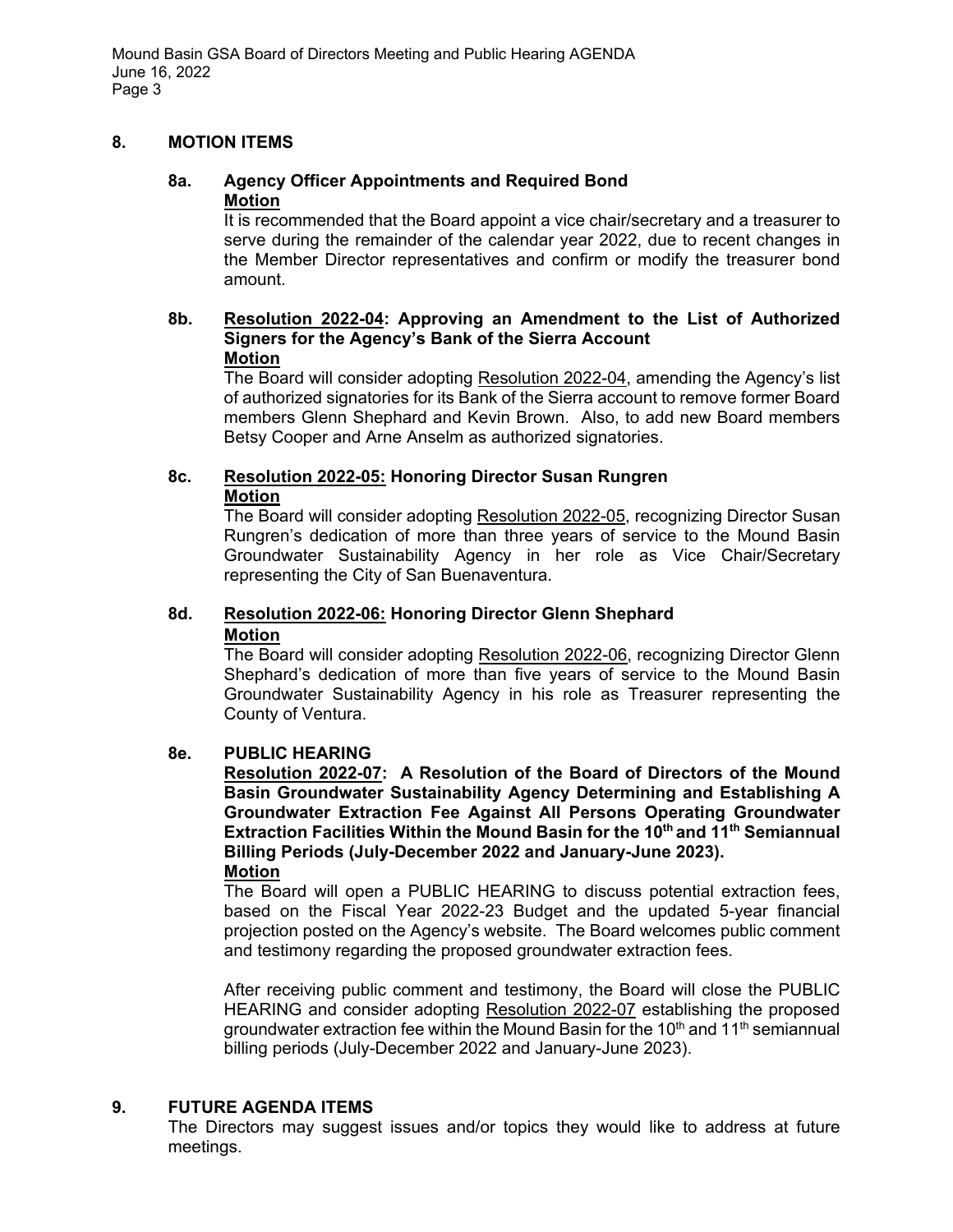## 8. MOTION ITEMS

### 8a. Agency Officer Appointments and Required Bond

**Motion**

It is recommended that the Board appoint a vice chair/secretary and a treasurer to serve during the remainder of the calendar year 2022, due to recent changes in the Member Director representatives and confirm or modify the treasurer bond amount.

### 8b. Resolution 2022-04: Approving an Amendment to the List of Authorized Signers for the Agency's Bank of the Sierra Account

**Motion**

The Board will consider adopting Resolution 2022-04, amending the Agency's list of authorized signatories for its Bank of the Sierra account to remove former Board members Glenn Shephard and Kevin Brown. Also, to add new Board members Betsy Cooper and Arne Anselm as authorized signatories.

### 8c. Resolution 2022-05: Honoring Director Susan Rungren

**Motion**

The Board will consider adopting Resolution 2022-05, recognizing Director Susan Rungren's dedication of more than three years of service to the Mound Basin Groundwater Sustainability Agency in her role as Vice Chair/Secretary representing the City of San Buenaventura.

### 8d. Resolution 2022-06: Honoring Director Glenn Shephard

**Motion**

The Board will consider adopting Resolution 2022-06, recognizing Director Glenn Shephard's dedication of more than five years of service to the Mound Basin Groundwater Sustainability Agency in his role as Treasurer representing the County of Ventura.

### 8e. PUBLIC HEARING

**Resolution 2022-07: A Resolution of the Board of Directors of the Mound Basin Groundwater Sustainability Agency Determining and Establishing A Groundwater Extraction Fee Against All Persons Operating Groundwater Extraction Facilities Within the Mound Basin for the 10th and 11th Semiannual Billing Periods (July-December 2022 and January-June 2023).**

**Motion**

The Board will open a PUBLIC HEARING to discuss potential extraction fees, based on the Fiscal Year 2022-23 Budget and the updated 5-year financial projection posted on the Agency's website. The Board welcomes public comment and testimony regarding the proposed groundwater extraction fees.

After receiving public comment and testimony, the Board will close the PUBLIC HEARING and consider adopting Resolution 2022-07 establishing the proposed groundwater extraction fee within the Mound Basin for the 10th and 11th semiannual billing periods (July-December 2022 and January-June 2023).

## 9. FUTURE AGENDA ITEMS

The Directors may suggest issues and/or topics they would like to address at future meetings.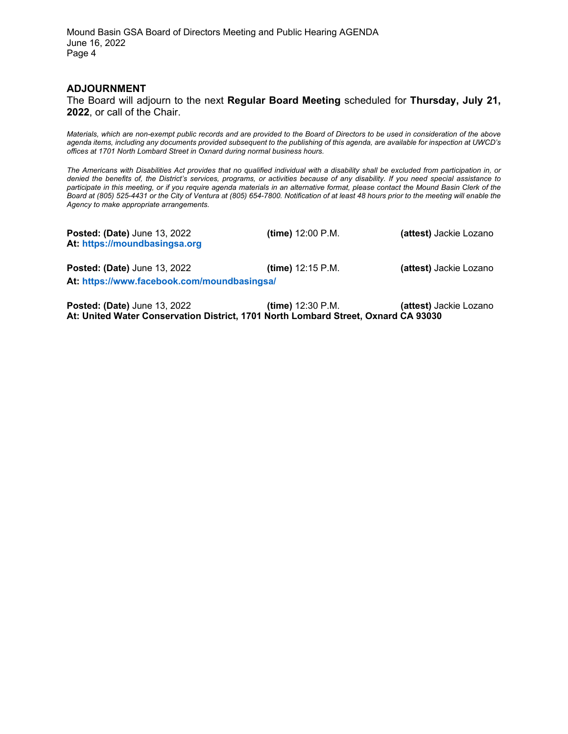## ADJOURNMENT

The Board will adjourn to the next **Regular Board Meeting** scheduled for **Thursday, July 21, 2022**, or call of the Chair.

*Materials, which are non-exempt public records and are provided to the Board of Directors to be used in consideration of the above agenda items, including any documents provided subsequent to the publishing of this agenda, are available for inspection at UWCD's offices at 1701 North Lombard Street in Oxnard during normal business hours.*

*The Americans with Disabilities Act provides that no qualified individual with a disability shall be excluded from participation in, or denied the benefits of, the District's services, programs, or activities because of any disability. If you need special assistance to participate in this meeting, or if you require agenda materials in an alternative format, please contact the Mound Basin Clerk of the Board at (805) 525-4431 or the City of Ventura at (805) 654-7800. Notification of at least 48 hours prior to the meeting will enable the Agency to make appropriate arrangements.*

**Posted: (Date)** June 13, 2022 **(time)** 12:00 P.M. **(attest)** Jackie Lozano
**At: https://moundbasingsa.org**

**Posted: (Date)** June 13, 2022 **(time)** 12:15 P.M. **(attest)** Jackie Lozano
**At: https://www.facebook.com/moundbasingsa/**

**Posted: (Date)** June 13, 2022 **(time)** 12:30 P.M. **(attest)** Jackie Lozano
**At: United Water Conservation District, 1701 North Lombard Street, Oxnard CA 93030**